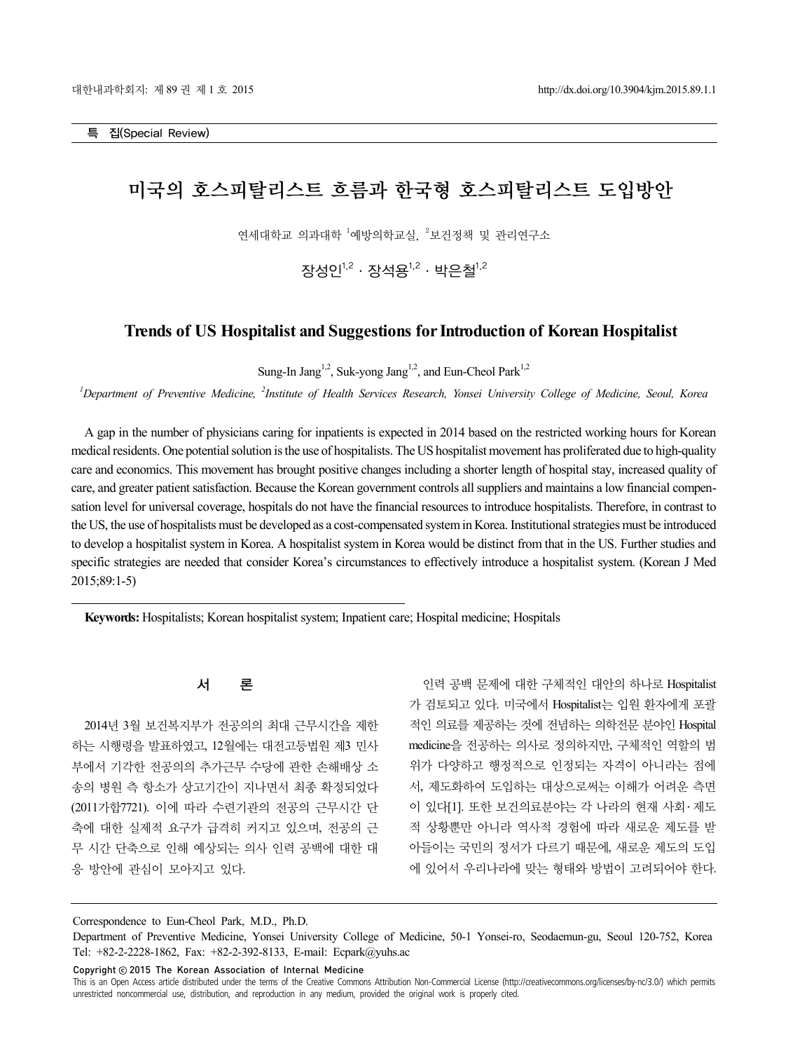특 집(Special Review)

# 미국의 호스피탈리스트 흐름과 한국형 호스피탈리스트 도입방안

연세대학교 의과대학 [1]예방의학교실, [2]보건정책 및 관리연구소

장성인[1,2] · 장석용[1,2] · 박은철[1,2]

## Trends of US Hospitalist and Suggestions for Introduction of Korean Hospitalist

Sung-In Jang[1,2], Suk-yong Jang[1,2], and Eun-Cheol Park[1,2]

*[1]Department of Preventive Medicine, [2]Institute of Health Services Research, Yonsei University College of Medicine, Seoul, Korea*

A gap in the number of physicians caring for inpatients is expected in 2014 based on the restricted working hours for Korean medical residents. One potential solution is the use of hospitalists. The US hospitalist movement has proliferated due to high-quality care and economics. This movement has brought positive changes including a shorter length of hospital stay, increased quality of care, and greater patient satisfaction. Because the Korean government controls all suppliers and maintains a low financial compensation level for universal coverage, hospitals do not have the financial resources to introduce hospitalists. Therefore, in contrast to the US, the use of hospitalists must be developed as a cost-compensated system in Korea. Institutional strategies must be introduced to develop a hospitalist system in Korea. A hospitalist system in Korea would be distinct from that in the US. Further studies and specific strategies are needed that consider Korea's circumstances to effectively introduce a hospitalist system. (Korean J Med 2015;89:1-5)

**Keywords:** Hospitalists; Korean hospitalist system; Inpatient care; Hospital medicine; Hospitals

## 서 론

2014년 3월 보건복지부가 전공의의 최대 근무시간을 제한하는 시행령을 발표하였고, 12월에는 대전고등법원 제3 민사부에서 기각한 전공의의 추가근무 수당에 관한 손해배상 소송의 병원 측 항소가 상고기간이 지나면서 최종 확정되었다(2011가합7721). 이에 따라 수련기관의 전공의 근무시간 단축에 대한 실제적 요구가 급격히 커지고 있으며, 전공의 근무 시간 단축으로 인해 예상되는 의사 인력 공백에 대한 대응 방안에 관심이 모아지고 있다.

인력 공백 문제에 대한 구체적인 대안의 하나로 Hospitalist가 검토되고 있다. 미국에서 Hospitalist는 입원 환자에게 포괄적인 의료를 제공하는 것에 전념하는 의학전문 분야인 Hospital medicine을 전공하는 의사로 정의하지만, 구체적인 역할의 범위가 다양하고 행정적으로 인정되는 자격이 아니라는 점에서, 제도화하여 도입하는 대상으로써는 이해가 어려운 측면이 있다[1]. 또한 보건의료분야는 각 나라의 현재 사회·제도적 상황뿐만 아니라 역사적 경험에 따라 새로운 제도를 받아들이는 국민의 정서가 다르기 때문에, 새로운 제도의 도입에 있어서 우리나라에 맞는 형태와 방법이 고려되어야 한다.

Correspondence to Eun-Cheol Park, M.D., Ph.D.
Department of Preventive Medicine, Yonsei University College of Medicine, 50-1 Yonsei-ro, Seodaemun-gu, Seoul 120-752, Korea
Tel: +82-2-2228-1862, Fax: +82-2-392-8133, E-mail: Ecpark@yuhs.ac

Copyright © 2015 The Korean Association of Internal Medicine
This is an Open Access article distributed under the terms of the Creative Commons Attribution Non-Commercial License (http://creativecommons.org/licenses/by-nc/3.0/) which permits unrestricted noncommercial use, distribution, and reproduction in any medium, provided the original work is properly cited.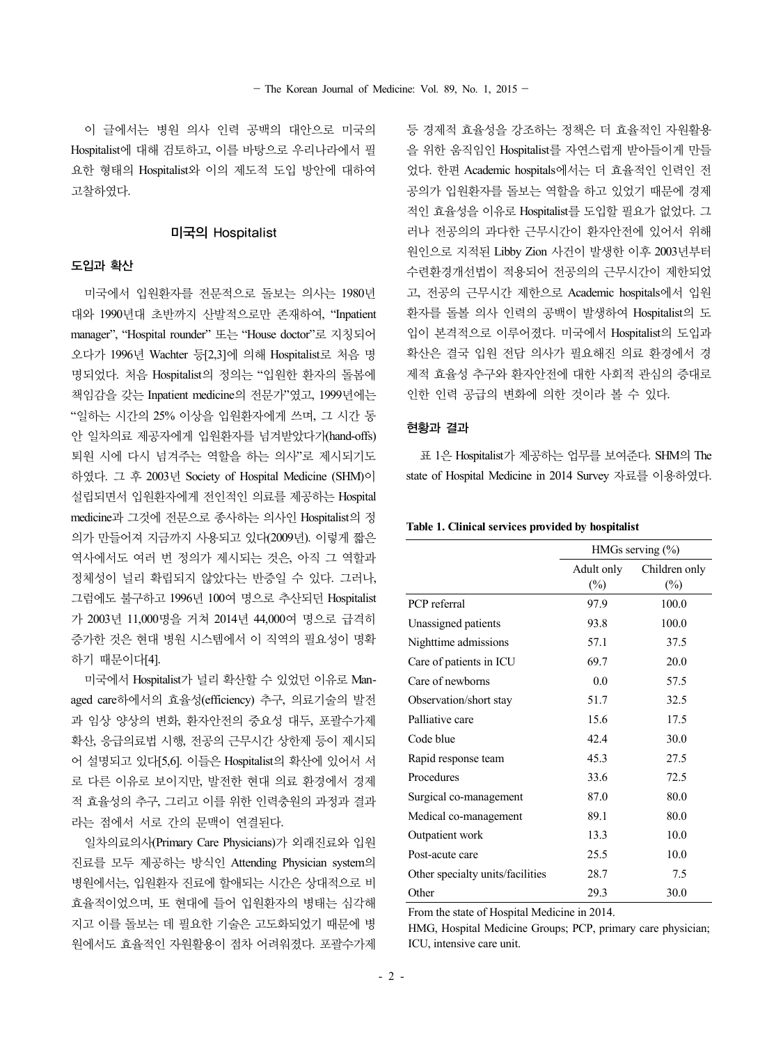이 글에서는 병원 의사 인력 공백의 대안으로 미국의 Hospitalist에 대해 검토하고, 이를 바탕으로 우리나라에서 필요한 형태의 Hospitalist와 이의 제도적 도입 방안에 대하여 고찰하였다.

## 미국의 Hospitalist

### 도입과 확산

미국에서 입원환자를 전문적으로 돌보는 의사는 1980년대와 1990년대 초반까지 산발적으로만 존재하여, "Inpatient manager", "Hospital rounder" 또는 "House doctor"로 지칭되어 오다가 1996년 Wachter 등[2,3]에 의해 Hospitalist로 처음 명명되었다. 처음 Hospitalist의 정의는 "입원한 환자의 돌봄에 책임감을 갖는 Inpatient medicine의 전문가"였고, 1999년에는 "일하는 시간의 25% 이상을 입원환자에게 쓰며, 그 시간 동안 일차의료 제공자에게 입원환자를 넘겨받았다가(hand-offs) 퇴원 시에 다시 넘겨주는 역할을 하는 의사"로 제시되기도 하였다. 그 후 2003년 Society of Hospital Medicine (SHM)이 설립되면서 입원환자에게 전인적인 의료를 제공하는 Hospital medicine과 그것에 전문으로 종사하는 의사인 Hospitalist의 정의가 만들어져 지금까지 사용되고 있다(2009년). 이렇게 짧은 역사에서도 여러 번 정의가 제시되는 것은, 아직 그 역할과 정체성이 널리 확립되지 않았다는 반증일 수 있다. 그러나, 그럼에도 불구하고 1996년 100여 명으로 추산되던 Hospitalist가 2003년 11,000명을 거쳐 2014년 44,000여 명으로 급격히 증가한 것은 현대 병원 시스템에서 이 직역의 필요성이 명확하기 때문이다[4].

미국에서 Hospitalist가 널리 확산할 수 있었던 이유로 Managed care하에서의 효율성(efficiency) 추구, 의료기술의 발전과 임상 양상의 변화, 환자안전의 중요성 대두, 포괄수가제 확산, 응급의료법 시행, 전공의 근무시간 상한제 등이 제시되어 설명되고 있다[5,6]. 이들은 Hospitalist의 확산에 있어서 서로 다른 이유로 보이지만, 발전한 현대 의료 환경에서 경제적 효율성의 추구, 그리고 이를 위한 인력충원의 과정과 결과라는 점에서 서로 간의 문맥이 연결된다.

일차의료의사(Primary Care Physicians)가 외래진료와 입원진료를 모두 제공하는 방식인 Attending Physician system의 병원에서는, 입원환자 진료에 할애되는 시간은 상대적으로 비효율적이었으며, 또 현대에 들어 입원환자의 병태는 심각해지고 이를 돌보는 데 필요한 기술은 고도화되었기 때문에 병원에서도 효율적인 자원활용이 점차 어려워졌다. 포괄수가제 등 경제적 효율성을 강조하는 정책은 더 효율적인 자원활용을 위한 움직임인 Hospitalist를 자연스럽게 받아들이게 만들었다. 한편 Academic hospitals에서는 더 효율적인 인력인 전공의가 입원환자를 돌보는 역할을 하고 있었기 때문에 경제적인 효율성을 이유로 Hospitalist를 도입할 필요가 없었다. 그러나 전공의의 과다한 근무시간이 환자안전에 있어서 위해원인으로 지적된 Libby Zion 사건이 발생한 이후 2003년부터 수련환경개선법이 적용되어 전공의의 근무시간이 제한되었고, 전공의 근무시간 제한으로 Academic hospitals에서 입원환자를 돌볼 의사 인력의 공백이 발생하여 Hospitalist의 도입이 본격적으로 이루어졌다. 미국에서 Hospitalist의 도입과 확산은 결국 입원 전담 의사가 필요해진 의료 환경에서 경제적 효율성 추구와 환자안전에 대한 사회적 관심의 증대로 인한 인력 공급의 변화에 의한 것이라 볼 수 있다.

### 현황과 결과

표 1은 Hospitalist가 제공하는 업무를 보여준다. SHM의 The state of Hospital Medicine in 2014 Survey 자료를 이용하였다.

**Table 1. Clinical services provided by hospitalist**

| | HMGs serving (%) | |
|---|---|---|
| | Adult only (%) | Children only (%) |
| PCP referral | 97.9 | 100.0 |
| Unassigned patients | 93.8 | 100.0 |
| Nighttime admissions | 57.1 | 37.5 |
| Care of patients in ICU | 69.7 | 20.0 |
| Care of newborns | 0.0 | 57.5 |
| Observation/short stay | 51.7 | 32.5 |
| Palliative care | 15.6 | 17.5 |
| Code blue | 42.4 | 30.0 |
| Rapid response team | 45.3 | 27.5 |
| Procedures | 33.6 | 72.5 |
| Surgical co-management | 87.0 | 80.0 |
| Medical co-management | 89.1 | 80.0 |
| Outpatient work | 13.3 | 10.0 |
| Post-acute care | 25.5 | 10.0 |
| Other specialty units/facilities | 28.7 | 7.5 |
| Other | 29.3 | 30.0 |

From the state of Hospital Medicine in 2014.
HMG, Hospital Medicine Groups; PCP, primary care physician; ICU, intensive care unit.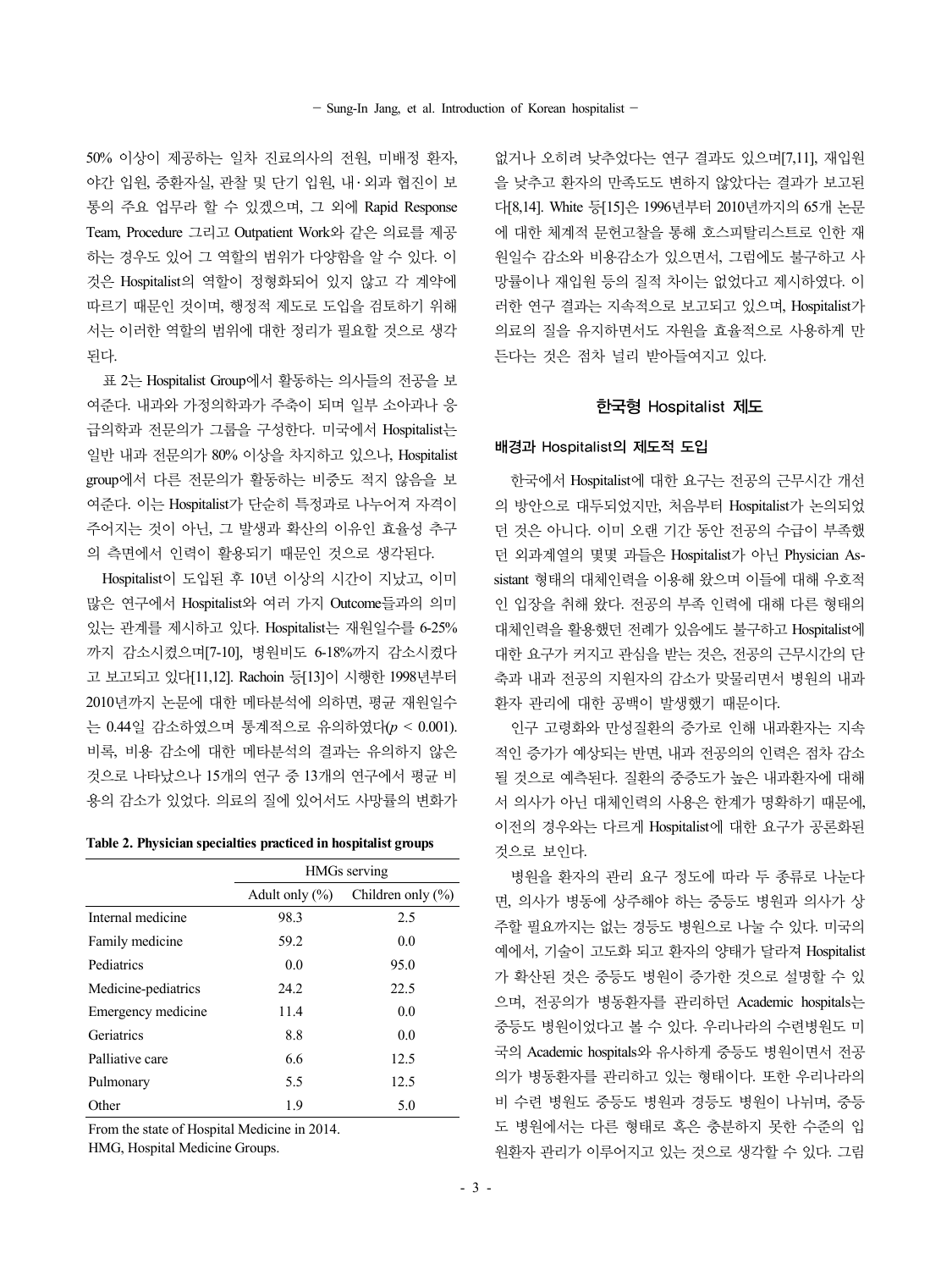50% 이상이 제공하는 일차 진료의사의 전원, 미배정 환자, 야간 입원, 중환자실, 관찰 및 단기 입원, 내·외과 협진이 보통의 주요 업무라 할 수 있겠으며, 그 외에 Rapid Response Team, Procedure 그리고 Outpatient Work와 같은 의료를 제공하는 경우도 있어 그 역할의 범위가 다양함을 알 수 있다. 이것은 Hospitalist의 역할이 정형화되어 있지 않고 각 계약에 따르기 때문인 것이며, 행정적 제도로 도입을 검토하기 위해서는 이러한 역할의 범위에 대한 정리가 필요할 것으로 생각된다.

표 2는 Hospitalist Group에서 활동하는 의사들의 전공을 보여준다. 내과와 가정의학과가 주축이 되며 일부 소아과나 응급의학과 전문의가 그룹을 구성한다. 미국에서 Hospitalist는 일반 내과 전문의가 80% 이상을 차지하고 있으나, Hospitalist group에서 다른 전문의가 활동하는 비중도 적지 않음을 보여준다. 이는 Hospitalist가 단순히 특정과로 나누어져 자격이 주어지는 것이 아닌, 그 발생과 확산의 이유인 효율성 추구의 측면에서 인력이 활용되기 때문인 것으로 생각된다.

Hospitalist이 도입된 후 10년 이상의 시간이 지났고, 이미 많은 연구에서 Hospitalist와 여러 가지 Outcome들과의 의미 있는 관계를 제시하고 있다. Hospitalist는 재원일수를 6-25%까지 감소시켰으며[7-10], 병원비도 6-18%까지 감소시켰다고 보고되고 있다[11,12]. Rachoin 등[13]이 시행한 1998년부터 2010년까지 논문에 대한 메타분석에 의하면, 평균 재원일수는 0.44일 감소하였으며 통계적으로 유의하였다($p < 0.001$). 비록, 비용 감소에 대한 메타분석의 결과는 유의하지 않은 것으로 나타났으나 15개의 연구 중 13개의 연구에서 평균 비용의 감소가 있었다. 의료의 질에 있어서도 사망률의 변화가

**Table 2. Physician specialties practiced in hospitalist groups**

| | HMGs serving | |
|---|---|---|
| | Adult only (%) | Children only (%) |
| Internal medicine | 98.3 | 2.5 |
| Family medicine | 59.2 | 0.0 |
| Pediatrics | 0.0 | 95.0 |
| Medicine-pediatrics | 24.2 | 22.5 |
| Emergency medicine | 11.4 | 0.0 |
| Geriatrics | 8.8 | 0.0 |
| Palliative care | 6.6 | 12.5 |
| Pulmonary | 5.5 | 12.5 |
| Other | 1.9 | 5.0 |

From the state of Hospital Medicine in 2014.
HMG, Hospital Medicine Groups.

없거나 오히려 낮추었다는 연구 결과도 있으며[7,11], 재입원을 낮추고 환자의 만족도도 변하지 않았다는 결과가 보고된다[8,14]. White 등[15]은 1996년부터 2010년까지의 65개 논문에 대한 체계적 문헌고찰을 통해 호스피탈리스트로 인한 재원일수 감소와 비용감소가 있으면서, 그럼에도 불구하고 사망률이나 재입원 등의 질적 차이는 없었다고 제시하였다. 이러한 연구 결과는 지속적으로 보고되고 있으며, Hospitalist가 의료의 질을 유지하면서도 자원을 효율적으로 사용하게 만든다는 것은 점차 널리 받아들여지고 있다.

## 한국형 Hospitalist 제도

### 배경과 Hospitalist의 제도적 도입

한국에서 Hospitalist에 대한 요구는 전공의 근무시간 개선의 방안으로 대두되었지만, 처음부터 Hospitalist가 논의되었던 것은 아니다. 이미 오랜 기간 동안 전공의 수급이 부족했던 외과계열의 몇몇 과들은 Hospitalist가 아닌 Physician Assistant 형태의 대체인력을 이용해 왔으며 이들에 대해 우호적인 입장을 취해 왔다. 전공의 부족 인력에 대해 다른 형태의 대체인력을 활용했던 전례가 있음에도 불구하고 Hospitalist에 대한 요구가 커지고 관심을 받는 것은, 전공의 근무시간의 단축과 내과 전공의 지원자의 감소가 맞물리면서 병원의 내과 환자 관리에 대한 공백이 발생했기 때문이다.

인구 고령화와 만성질환의 증가로 인해 내과환자는 지속적인 증가가 예상되는 반면, 내과 전공의의 인력은 점차 감소될 것으로 예측된다. 질환의 중증도가 높은 내과환자에 대해서 의사가 아닌 대체인력의 사용은 한계가 명확하기 때문에, 이전의 경우와는 다르게 Hospitalist에 대한 요구가 공론화된 것으로 보인다.

병원을 환자의 관리 요구 정도에 따라 두 종류로 나눈다면, 의사가 병동에 상주해야 하는 중등도 병원과 의사가 상주할 필요까지는 없는 경등도 병원으로 나눌 수 있다. 미국의 예에서, 기술이 고도화 되고 환자의 양태가 달라져 Hospitalist가 확산된 것은 중등도 병원이 증가한 것으로 설명할 수 있으며, 전공의가 병동환자를 관리하던 Academic hospitals는 중등도 병원이었다고 볼 수 있다. 우리나라의 수련병원도 미국의 Academic hospitals와 유사하게 중등도 병원이면서 전공의가 병동환자를 관리하고 있는 형태이다. 또한 우리나라의 비 수련 병원도 중등도 병원과 경등도 병원이 나뉘며, 중등도 병원에서는 다른 형태로 혹은 충분하지 못한 수준의 입원환자 관리가 이루어지고 있는 것으로 생각할 수 있다. 그림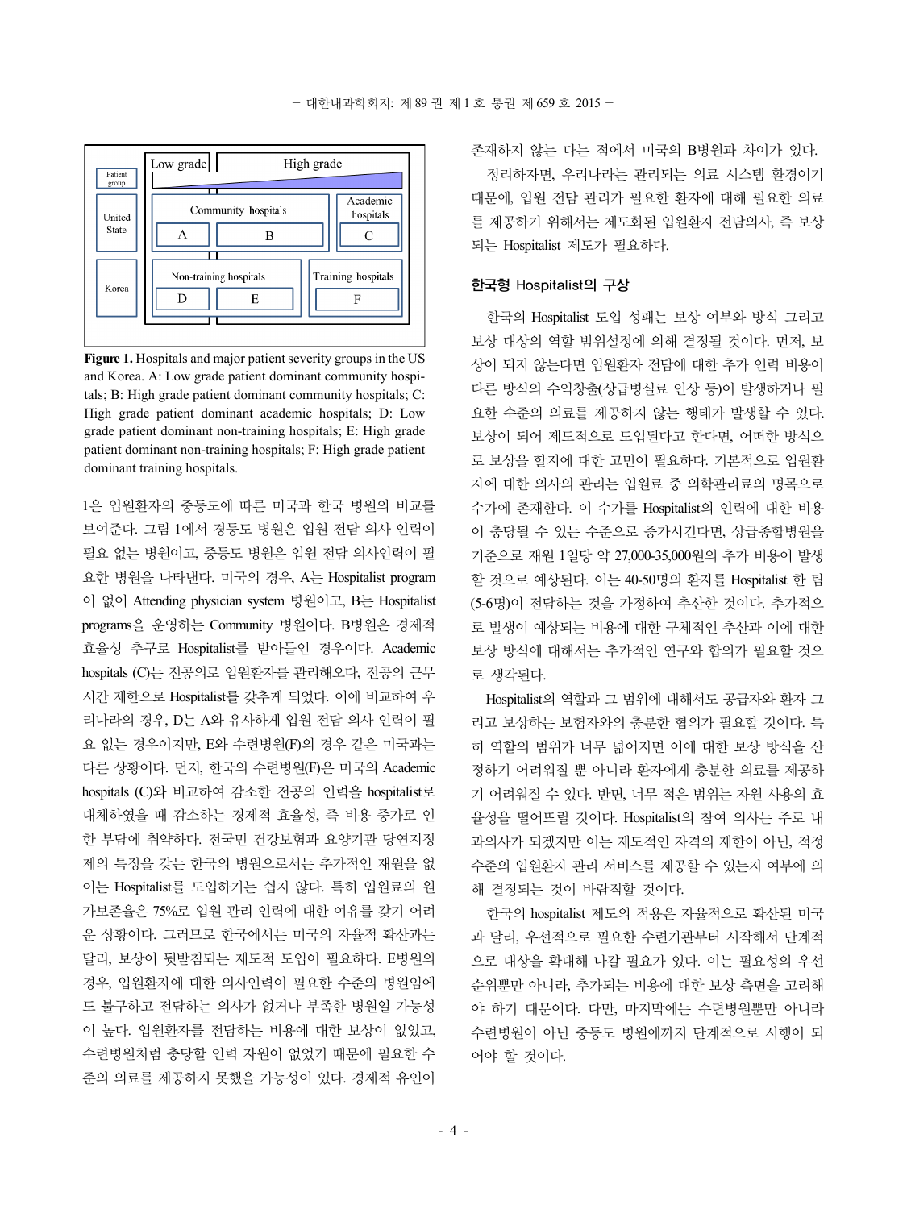**Figure 1.** Hospitals and major patient severity groups in the US and Korea. A: Low grade patient dominant community hospitals; B: High grade patient dominant community hospitals; C: High grade patient dominant academic hospitals; D: Low grade patient dominant non-training hospitals; E: High grade patient dominant non-training hospitals; F: High grade patient dominant training hospitals.

1은 입원환자의 중등도에 따른 미국과 한국 병원의 비교를 보여준다. 그림 1에서 경등도 병원은 입원 전담 의사 인력이 필요 없는 병원이고, 중등도 병원은 입원 전담 의사인력이 필요한 병원을 나타낸다. 미국의 경우, A는 Hospitalist program이 없이 Attending physician system 병원이고, B는 Hospitalist programs을 운영하는 Community 병원이다. B병원은 경제적 효율성 추구로 Hospitalist를 받아들인 경우이다. Academic hospitals (C)는 전공의로 입원환자를 관리해오다, 전공의 근무시간 제한으로 Hospitalist를 갖추게 되었다. 이에 비교하여 우리나라의 경우, D는 A와 유사하게 입원 전담 의사 인력이 필요 없는 경우이지만, E와 수련병원(F)의 경우 같은 미국과는 다른 상황이다. 먼저, 한국의 수련병원(F)은 미국의 Academic hospitals (C)와 비교하여 감소한 전공의 인력을 hospitalist로 대체하였을 때 감소하는 경제적 효율성, 즉 비용 증가로 인한 부담에 취약하다. 전국민 건강보험과 요양기관 당연지정제의 특징을 갖는 한국의 병원으로서는 추가적인 재원을 없이는 Hospitalist를 도입하기는 쉽지 않다. 특히 입원료의 원가보존율은 75%로 입원 관리 인력에 대한 여유를 갖기 어려운 상황이다. 그러므로 한국에서는 미국의 자율적 확산과는 달리, 보상이 뒷받침되는 제도적 도입이 필요하다. E병원의 경우, 입원환자에 대한 의사인력이 필요한 수준의 병원임에도 불구하고 전담하는 의사가 없거나 부족한 병원일 가능성이 높다. 입원환자를 전담하는 비용에 대한 보상이 없었고, 수련병원처럼 충당할 인력 자원이 없었기 때문에 필요한 수준의 의료를 제공하지 못했을 가능성이 있다. 경제적 유인이 존재하지 않는 다는 점에서 미국의 B병원과 차이가 있다.

정리하자면, 우리나라는 관리되는 의료 시스템 환경이기 때문에, 입원 전담 관리가 필요한 환자에 대해 필요한 의료를 제공하기 위해서는 제도화된 입원환자 전담의사, 즉 보상되는 Hospitalist 제도가 필요하다.

## 한국형 Hospitalist의 구상

한국의 Hospitalist 도입 성패는 보상 여부와 방식 그리고 보상 대상의 역할 범위설정에 의해 결정될 것이다. 먼저, 보상이 되지 않는다면 입원환자 전담에 대한 추가 인력 비용이 다른 방식의 수익창출(상급병실료 인상 등)이 발생하거나 필요한 수준의 의료를 제공하지 않는 행태가 발생할 수 있다. 보상이 되어 제도적으로 도입된다고 한다면, 어떠한 방식으로 보상을 할지에 대한 고민이 필요하다. 기본적으로 입원환자에 대한 의사의 관리는 입원료 중 의학관리료의 명목으로 수가에 존재한다. 이 수가를 Hospitalist의 인력에 대한 비용이 충당될 수 있는 수준으로 증가시킨다면, 상급종합병원을 기준으로 재원 1일당 약 27,000-35,000원의 추가 비용이 발생할 것으로 예상된다. 이는 40-50명의 환자를 Hospitalist 한 팀(5-6명)이 전담하는 것을 가정하여 추산한 것이다. 추가적으로 발생이 예상되는 비용에 대한 구체적인 추산과 이에 대한 보상 방식에 대해서는 추가적인 연구와 합의가 필요할 것으로 생각된다.

Hospitalist의 역할과 그 범위에 대해서도 공급자와 환자 그리고 보상하는 보험자와의 충분한 협의가 필요할 것이다. 특히 역할의 범위가 너무 넓어지면 이에 대한 보상 방식을 산정하기 어려워질 뿐 아니라 환자에게 충분한 의료를 제공하기 어려워질 수 있다. 반면, 너무 적은 범위는 자원 사용의 효율성을 떨어뜨릴 것이다. Hospitalist의 참여 의사는 주로 내과의사가 되겠지만 이는 제도적인 자격의 제한이 아닌, 적정 수준의 입원환자 관리 서비스를 제공할 수 있는지 여부에 의해 결정되는 것이 바람직할 것이다.

한국의 hospitalist 제도의 적용은 자율적으로 확산된 미국과 달리, 우선적으로 필요한 수련기관부터 시작해서 단계적으로 대상을 확대해 나갈 필요가 있다. 이는 필요성의 우선순위뿐만 아니라, 추가되는 비용에 대한 보상 측면을 고려해야 하기 때문이다. 다만, 마지막에는 수련병원뿐만 아니라 수련병원이 아닌 중등도 병원에까지 단계적으로 시행이 되어야 할 것이다.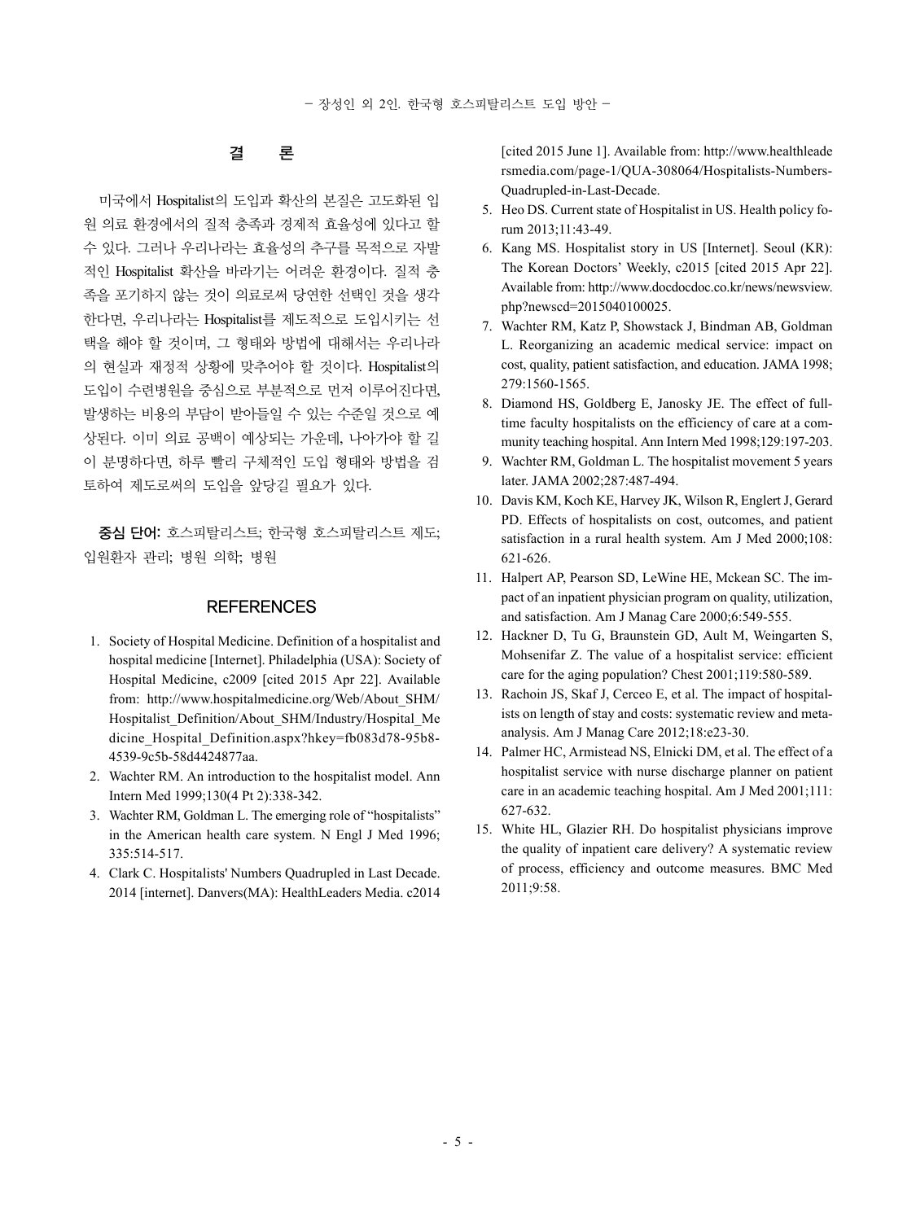## 결　론

미국에서 Hospitalist의 도입과 확산의 본질은 고도화된 입원 의료 환경에서의 질적 충족과 경제적 효율성에 있다고 할 수 있다. 그러나 우리나라는 효율성의 추구를 목적으로 자발적인 Hospitalist 확산을 바라기는 어려운 환경이다. 질적 충족을 포기하지 않는 것이 의료로써 당연한 선택인 것을 생각한다면, 우리나라는 Hospitalist를 제도적으로 도입시키는 선택을 해야 할 것이며, 그 형태와 방법에 대해서는 우리나라의 현실과 재정적 상황에 맞추어야 할 것이다. Hospitalist의 도입이 수련병원을 중심으로 부분적으로 먼저 이루어진다면, 발생하는 비용의 부담이 받아들일 수 있는 수준일 것으로 예상된다. 이미 의료 공백이 예상되는 가운데, 나아가야 할 길이 분명하다면, 하루 빨리 구체적인 도입 형태와 방법을 검토하여 제도로써의 도입을 앞당길 필요가 있다.

**중심 단어:** 호스피탈리스트; 한국형 호스피탈리스트 제도; 입원환자 관리; 병원 의학; 병원

## REFERENCES

1. Society of Hospital Medicine. Definition of a hospitalist and hospital medicine [Internet]. Philadelphia (USA): Society of Hospital Medicine, c2009 [cited 2015 Apr 22]. Available from: http://www.hospitalmedicine.org/Web/About_SHM/Hospitalist_Definition/About_SHM/Industry/Hospital_Medicine_Hospital_Definition.aspx?hkey=fb083d78-95b8-4539-9c5b-58d4424877aa.
2. Wachter RM. An introduction to the hospitalist model. Ann Intern Med 1999;130(4 Pt 2):338-342.
3. Wachter RM, Goldman L. The emerging role of "hospitalists" in the American health care system. N Engl J Med 1996; 335:514-517.
4. Clark C. Hospitalists' Numbers Quadrupled in Last Decade. 2014 [internet]. Danvers(MA): HealthLeaders Media. c2014 [cited 2015 June 1]. Available from: http://www.healthleadersmedia.com/page-1/QUA-308064/Hospitalists-Numbers-Quadrupled-in-Last-Decade.
5. Heo DS. Current state of Hospitalist in US. Health policy forum 2013;11:43-49.
6. Kang MS. Hospitalist story in US [Internet]. Seoul (KR): The Korean Doctors' Weekly, c2015 [cited 2015 Apr 22]. Available from: http://www.docdocdoc.co.kr/news/newsview.php?newscd=2015040100025.
7. Wachter RM, Katz P, Showstack J, Bindman AB, Goldman L. Reorganizing an academic medical service: impact on cost, quality, patient satisfaction, and education. JAMA 1998; 279:1560-1565.
8. Diamond HS, Goldberg E, Janosky JE. The effect of full-time faculty hospitalists on the efficiency of care at a community teaching hospital. Ann Intern Med 1998;129:197-203.
9. Wachter RM, Goldman L. The hospitalist movement 5 years later. JAMA 2002;287:487-494.
10. Davis KM, Koch KE, Harvey JK, Wilson R, Englert J, Gerard PD. Effects of hospitalists on cost, outcomes, and patient satisfaction in a rural health system. Am J Med 2000;108: 621-626.
11. Halpert AP, Pearson SD, LeWine HE, Mckean SC. The impact of an inpatient physician program on quality, utilization, and satisfaction. Am J Manag Care 2000;6:549-555.
12. Hackner D, Tu G, Braunstein GD, Ault M, Weingarten S, Mohsenifar Z. The value of a hospitalist service: efficient care for the aging population? Chest 2001;119:580-589.
13. Rachoin JS, Skaf J, Cerceo E, et al. The impact of hospitalists on length of stay and costs: systematic review and meta-analysis. Am J Manag Care 2012;18:e23-30.
14. Palmer HC, Armistead NS, Elnicki DM, et al. The effect of a hospitalist service with nurse discharge planner on patient care in an academic teaching hospital. Am J Med 2001;111: 627-632.
15. White HL, Glazier RH. Do hospitalist physicians improve the quality of inpatient care delivery? A systematic review of process, efficiency and outcome measures. BMC Med 2011;9:58.